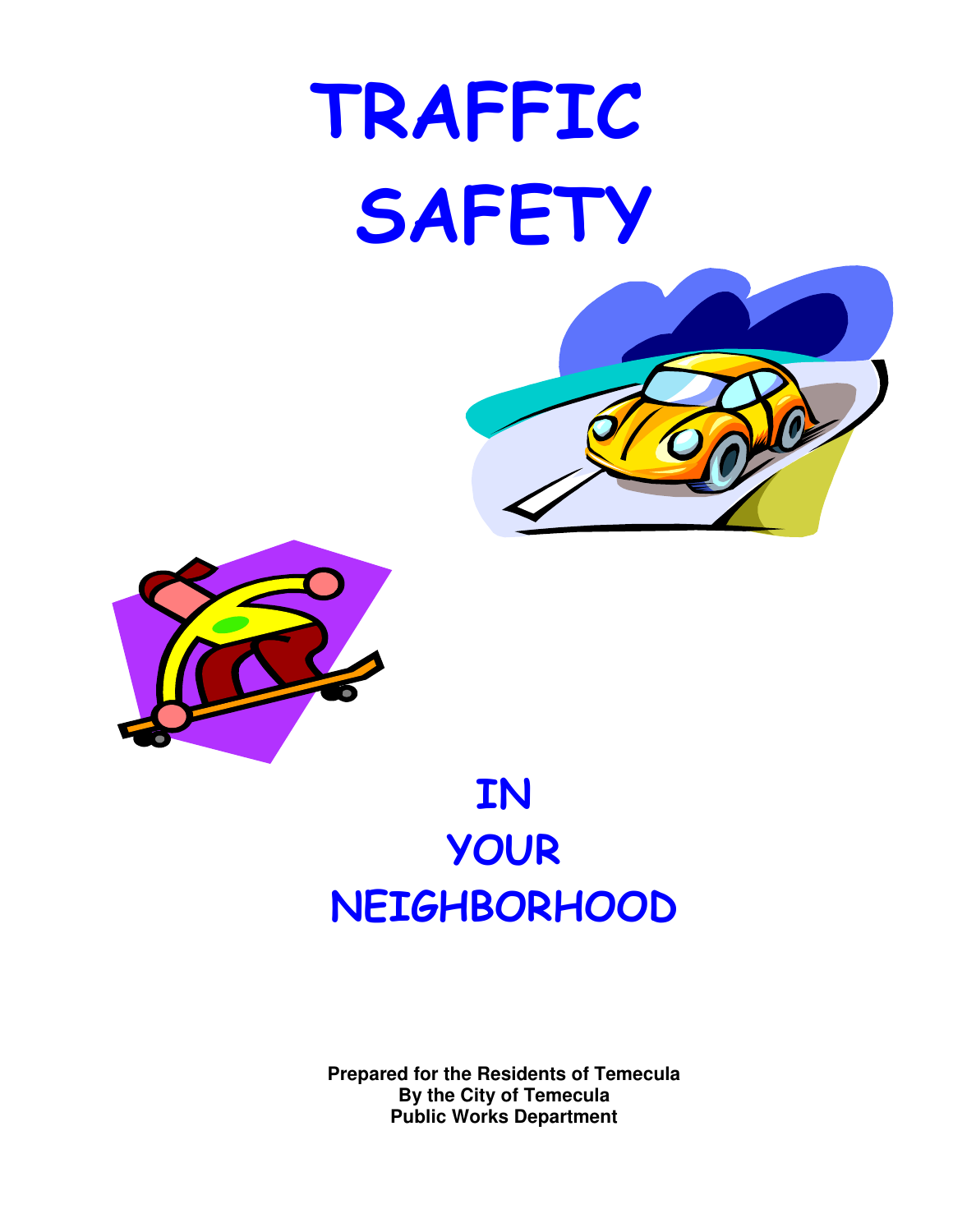# TRAFFIC SAFETY

# IN YOUR NEIGHBORHOOD

**Prepared for the Residents of Temecula**
**By the City of Temecula**
**Public Works Department**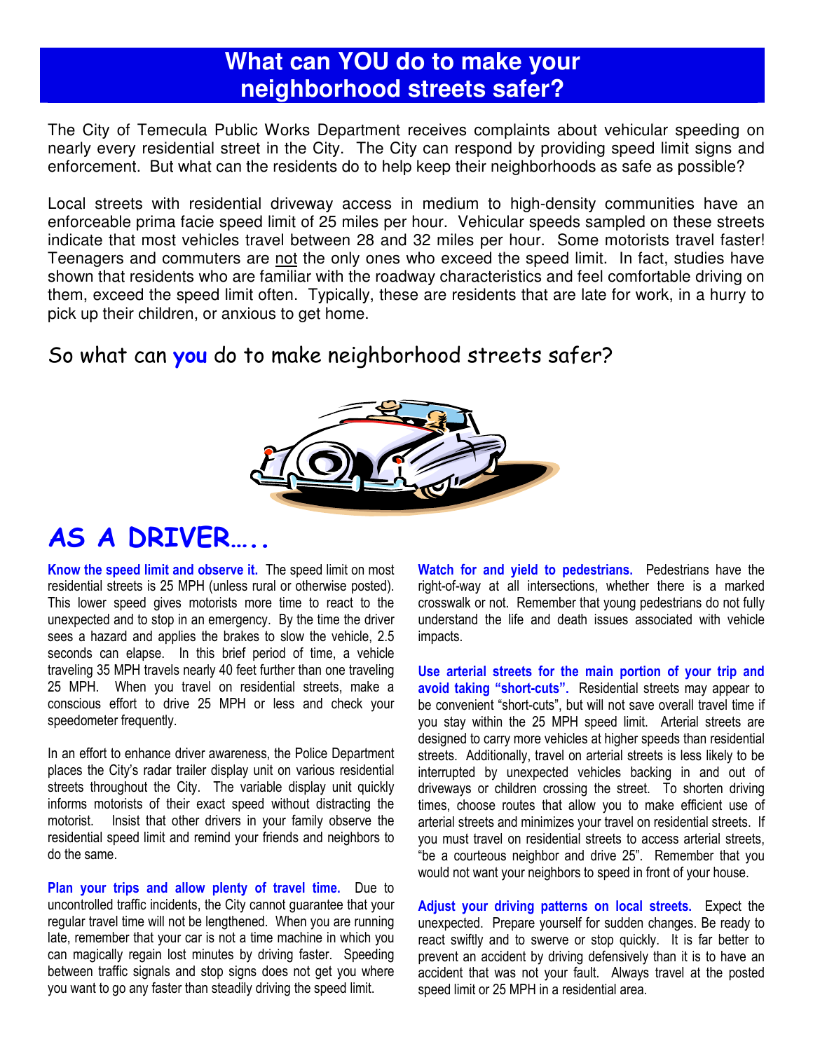# What can YOU do to make your neighborhood streets safer?

The City of Temecula Public Works Department receives complaints about vehicular speeding on nearly every residential street in the City. The City can respond by providing speed limit signs and enforcement. But what can the residents do to help keep their neighborhoods as safe as possible?

Local streets with residential driveway access in medium to high-density communities have an enforceable prima facie speed limit of 25 miles per hour. Vehicular speeds sampled on these streets indicate that most vehicles travel between 28 and 32 miles per hour. Some motorists travel faster! Teenagers and commuters are not the only ones who exceed the speed limit. In fact, studies have shown that residents who are familiar with the roadway characteristics and feel comfortable driving on them, exceed the speed limit often. Typically, these are residents that are late for work, in a hurry to pick up their children, or anxious to get home.

## So what can **you** do to make neighborhood streets safer?

## AS A DRIVER…..

**Know the speed limit and observe it.** The speed limit on most residential streets is 25 MPH (unless rural or otherwise posted). This lower speed gives motorists more time to react to the unexpected and to stop in an emergency. By the time the driver sees a hazard and applies the brakes to slow the vehicle, 2.5 seconds can elapse. In this brief period of time, a vehicle traveling 35 MPH travels nearly 40 feet further than one traveling 25 MPH. When you travel on residential streets, make a conscious effort to drive 25 MPH or less and check your speedometer frequently.

In an effort to enhance driver awareness, the Police Department places the City's radar trailer display unit on various residential streets throughout the City. The variable display unit quickly informs motorists of their exact speed without distracting the motorist. Insist that other drivers in your family observe the residential speed limit and remind your friends and neighbors to do the same.

**Plan your trips and allow plenty of travel time.** Due to uncontrolled traffic incidents, the City cannot guarantee that your regular travel time will not be lengthened. When you are running late, remember that your car is not a time machine in which you can magically regain lost minutes by driving faster. Speeding between traffic signals and stop signs does not get you where you want to go any faster than steadily driving the speed limit.

**Watch for and yield to pedestrians.** Pedestrians have the right-of-way at all intersections, whether there is a marked crosswalk or not. Remember that young pedestrians do not fully understand the life and death issues associated with vehicle impacts.

**Use arterial streets for the main portion of your trip and avoid taking "short-cuts".** Residential streets may appear to be convenient "short-cuts", but will not save overall travel time if you stay within the 25 MPH speed limit. Arterial streets are designed to carry more vehicles at higher speeds than residential streets. Additionally, travel on arterial streets is less likely to be interrupted by unexpected vehicles backing in and out of driveways or children crossing the street. To shorten driving times, choose routes that allow you to make efficient use of arterial streets and minimizes your travel on residential streets. If you must travel on residential streets to access arterial streets, "be a courteous neighbor and drive 25". Remember that you would not want your neighbors to speed in front of your house.

**Adjust your driving patterns on local streets.** Expect the unexpected. Prepare yourself for sudden changes. Be ready to react swiftly and to swerve or stop quickly. It is far better to prevent an accident by driving defensively than it is to have an accident that was not your fault. Always travel at the posted speed limit or 25 MPH in a residential area.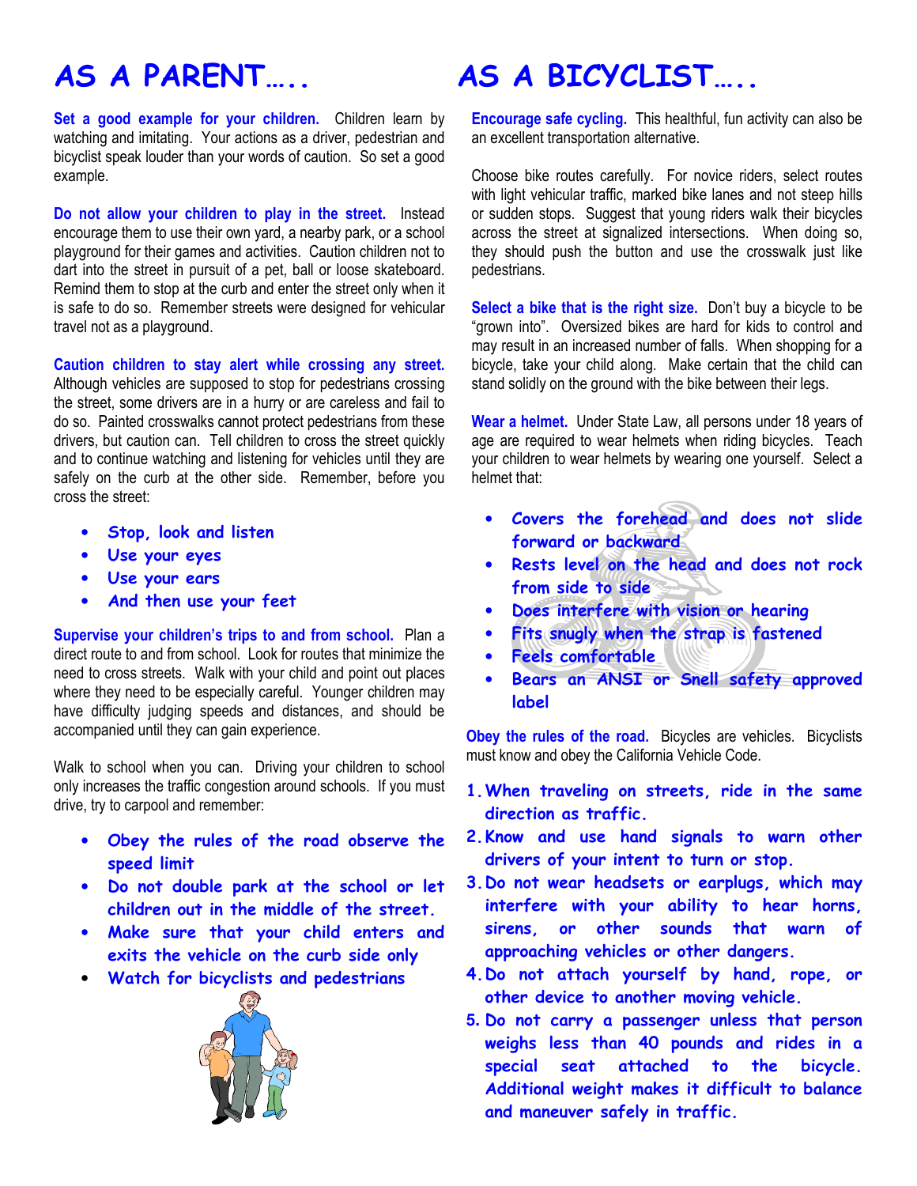# AS A PARENT…..

**Set a good example for your children.** Children learn by watching and imitating. Your actions as a driver, pedestrian and bicyclist speak louder than your words of caution. So set a good example.

**Do not allow your children to play in the street.** Instead encourage them to use their own yard, a nearby park, or a school playground for their games and activities. Caution children not to dart into the street in pursuit of a pet, ball or loose skateboard. Remind them to stop at the curb and enter the street only when it is safe to do so. Remember streets were designed for vehicular travel not as a playground.

**Caution children to stay alert while crossing any street.** Although vehicles are supposed to stop for pedestrians crossing the street, some drivers are in a hurry or are careless and fail to do so. Painted crosswalks cannot protect pedestrians from these drivers, but caution can. Tell children to cross the street quickly and to continue watching and listening for vehicles until they are safely on the curb at the other side. Remember, before you cross the street:

- Stop, look and listen
- Use your eyes
- Use your ears
- And then use your feet

**Supervise your children's trips to and from school.** Plan a direct route to and from school. Look for routes that minimize the need to cross streets. Walk with your child and point out places where they need to be especially careful. Younger children may have difficulty judging speeds and distances, and should be accompanied until they can gain experience.

Walk to school when you can. Driving your children to school only increases the traffic congestion around schools. If you must drive, try to carpool and remember:

- Obey the rules of the road observe the speed limit
- Do not double park at the school or let children out in the middle of the street.
- Make sure that your child enters and exits the vehicle on the curb side only
- Watch for bicyclists and pedestrians

# AS A BICYCLIST…..

**Encourage safe cycling.** This healthful, fun activity can also be an excellent transportation alternative.

Choose bike routes carefully. For novice riders, select routes with light vehicular traffic, marked bike lanes and not steep hills or sudden stops. Suggest that young riders walk their bicycles across the street at signalized intersections. When doing so, they should push the button and use the crosswalk just like pedestrians.

**Select a bike that is the right size.** Don't buy a bicycle to be "grown into". Oversized bikes are hard for kids to control and may result in an increased number of falls. When shopping for a bicycle, take your child along. Make certain that the child can stand solidly on the ground with the bike between their legs.

**Wear a helmet.** Under State Law, all persons under 18 years of age are required to wear helmets when riding bicycles. Teach your children to wear helmets by wearing one yourself. Select a helmet that:

- Covers the forehead and does not slide forward or backward
- Rests level on the head and does not rock from side to side
- Does interfere with vision or hearing
- Fits snugly when the strap is fastened
- Feels comfortable
- Bears an ANSI or Snell safety approved label

**Obey the rules of the road.** Bicycles are vehicles. Bicyclists must know and obey the California Vehicle Code.

1. When traveling on streets, ride in the same direction as traffic.
2. Know and use hand signals to warn other drivers of your intent to turn or stop.
3. Do not wear headsets or earplugs, which may interfere with your ability to hear horns, sirens, or other sounds that warn of approaching vehicles or other dangers.
4. Do not attach yourself by hand, rope, or other device to another moving vehicle.
5. Do not carry a passenger unless that person weighs less than 40 pounds and rides in a special seat attached to the bicycle. Additional weight makes it difficult to balance and maneuver safely in traffic.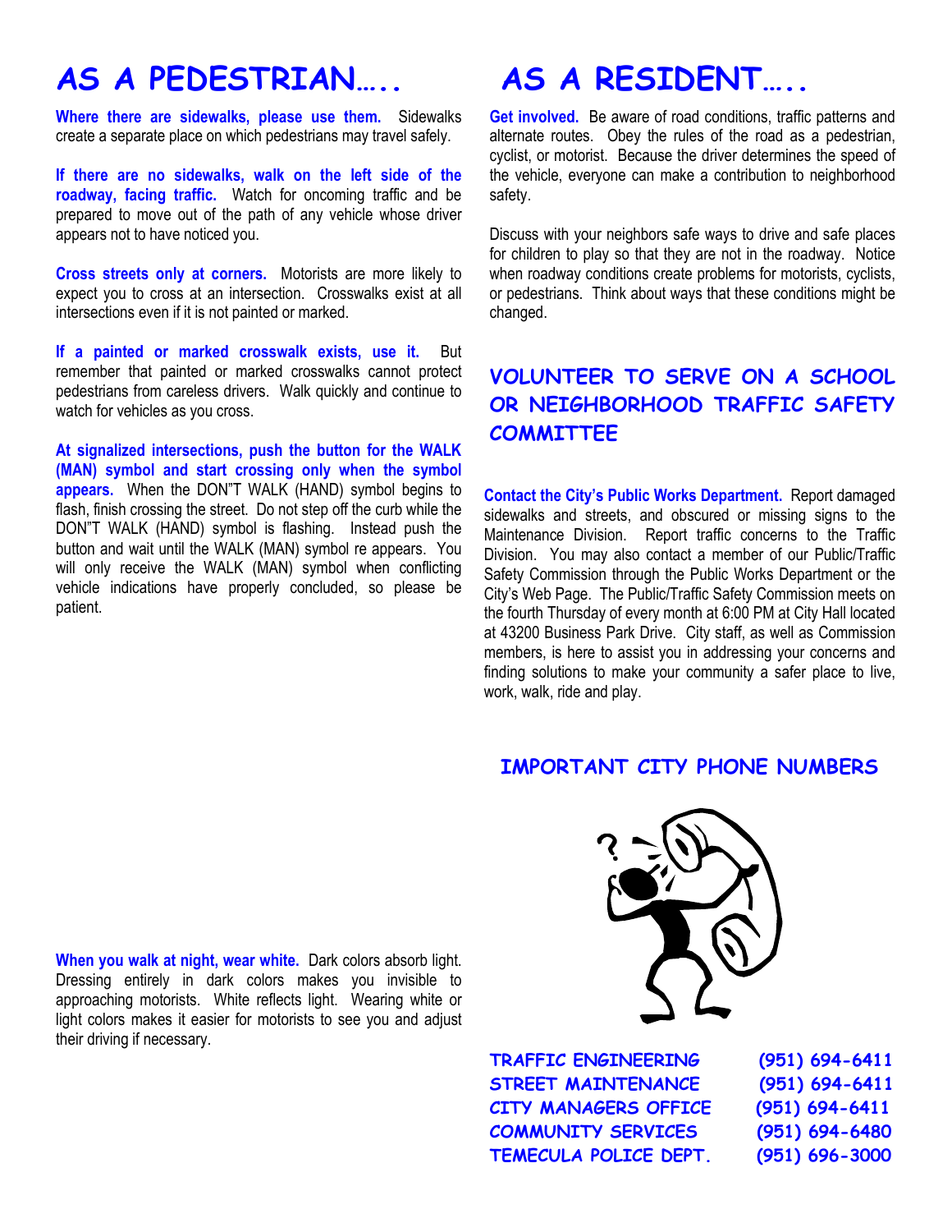# AS A PEDESTRIAN…..

**Where there are sidewalks, please use them.** Sidewalks create a separate place on which pedestrians may travel safely.

**If there are no sidewalks, walk on the left side of the roadway, facing traffic.** Watch for oncoming traffic and be prepared to move out of the path of any vehicle whose driver appears not to have noticed you.

**Cross streets only at corners.** Motorists are more likely to expect you to cross at an intersection. Crosswalks exist at all intersections even if it is not painted or marked.

**If a painted or marked crosswalk exists, use it.** But remember that painted or marked crosswalks cannot protect pedestrians from careless drivers. Walk quickly and continue to watch for vehicles as you cross.

**At signalized intersections, push the button for the WALK (MAN) symbol and start crossing only when the symbol appears.** When the DON"T WALK (HAND) symbol begins to flash, finish crossing the street. Do not step off the curb while the DON"T WALK (HAND) symbol is flashing. Instead push the button and wait until the WALK (MAN) symbol re appears. You will only receive the WALK (MAN) symbol when conflicting vehicle indications have properly concluded, so please be patient.

**When you walk at night, wear white.** Dark colors absorb light. Dressing entirely in dark colors makes you invisible to approaching motorists. White reflects light. Wearing white or light colors makes it easier for motorists to see you and adjust their driving if necessary.

# AS A RESIDENT…..

**Get involved.** Be aware of road conditions, traffic patterns and alternate routes. Obey the rules of the road as a pedestrian, cyclist, or motorist. Because the driver determines the speed of the vehicle, everyone can make a contribution to neighborhood safety.

Discuss with your neighbors safe ways to drive and safe places for children to play so that they are not in the roadway. Notice when roadway conditions create problems for motorists, cyclists, or pedestrians. Think about ways that these conditions might be changed.

## VOLUNTEER TO SERVE ON A SCHOOL OR NEIGHBORHOOD TRAFFIC SAFETY COMMITTEE

**Contact the City's Public Works Department.** Report damaged sidewalks and streets, and obscured or missing signs to the Maintenance Division. Report traffic concerns to the Traffic Division. You may also contact a member of our Public/Traffic Safety Commission through the Public Works Department or the City's Web Page. The Public/Traffic Safety Commission meets on the fourth Thursday of every month at 6:00 PM at City Hall located at 43200 Business Park Drive. City staff, as well as Commission members, is here to assist you in addressing your concerns and finding solutions to make your community a safer place to live, work, walk, ride and play.

## IMPORTANT CITY PHONE NUMBERS

| | |
|---|---|
| TRAFFIC ENGINEERING | (951) 694-6411 |
| STREET MAINTENANCE | (951) 694-6411 |
| CITY MANAGERS OFFICE | (951) 694-6411 |
| COMMUNITY SERVICES | (951) 694-6480 |
| TEMECULA POLICE DEPT. | (951) 696-3000 |